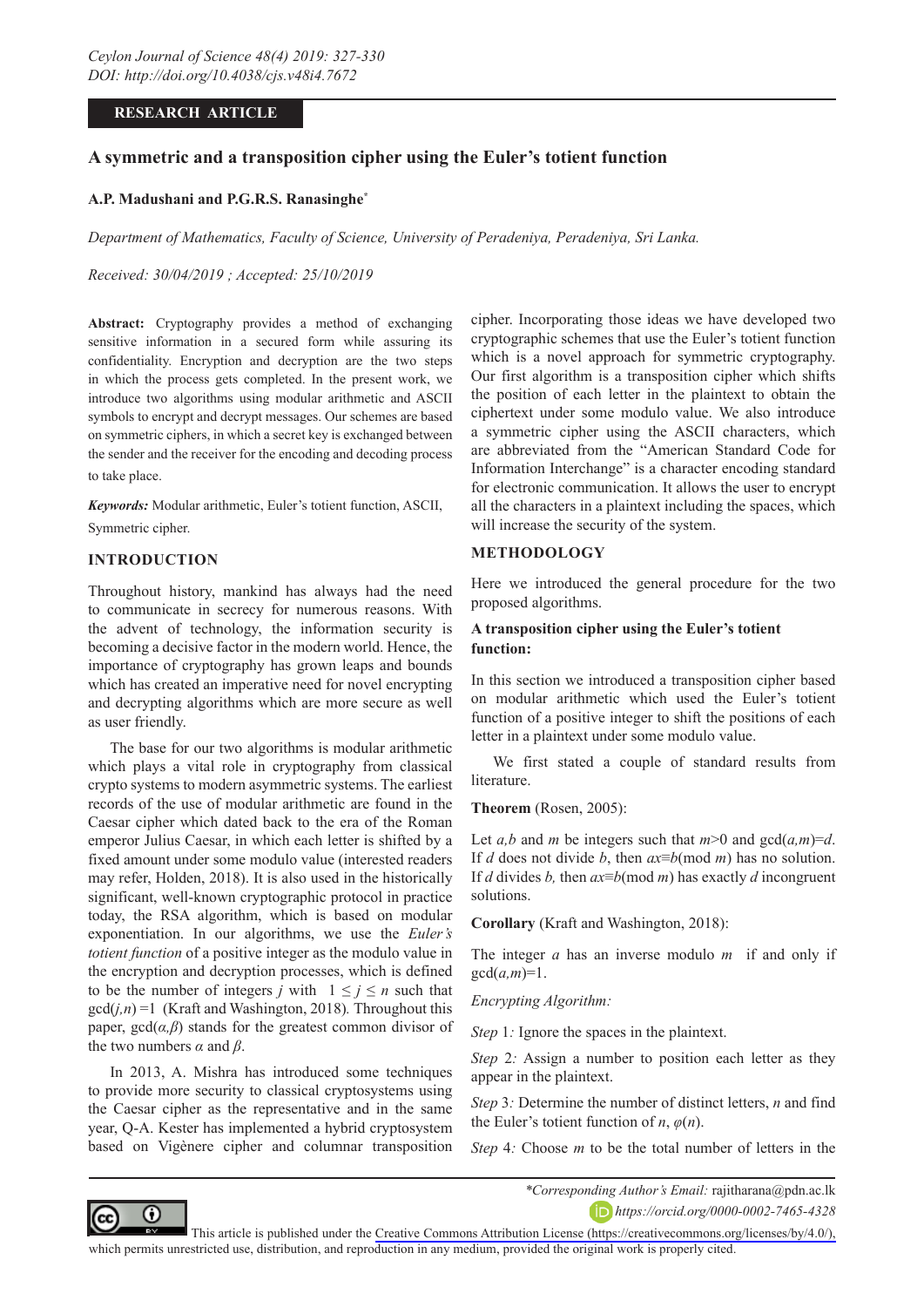RESEARCH ARTICLE

# A symmetric and a transposition cipher using the Euler's totient function

**A.P. Madushani and P.G.R.S. Ranasinghe***

*Department of Mathematics, Faculty of Science, University of Peradeniya, Peradeniya, Sri Lanka.*

*Received: 30/04/2019 ; Accepted: 25/10/2019*

**Abstract:** Cryptography provides a method of exchanging sensitive information in a secured form while assuring its confidentiality. Encryption and decryption are the two steps in which the process gets completed. In the present work, we introduce two algorithms using modular arithmetic and ASCII symbols to encrypt and decrypt messages. Our schemes are based on symmetric ciphers, in which a secret key is exchanged between the sender and the receiver for the encoding and decoding process to take place.

***Keywords:*** Modular arithmetic, Euler's totient function, ASCII, Symmetric cipher.

## INTRODUCTION

Throughout history, mankind has always had the need to communicate in secrecy for numerous reasons. With the advent of technology, the information security is becoming a decisive factor in the modern world. Hence, the importance of cryptography has grown leaps and bounds which has created an imperative need for novel encrypting and decrypting algorithms which are more secure as well as user friendly.

The base for our two algorithms is modular arithmetic which plays a vital role in cryptography from classical crypto systems to modern asymmetric systems. The earliest records of the use of modular arithmetic are found in the Caesar cipher which dated back to the era of the Roman emperor Julius Caesar, in which each letter is shifted by a fixed amount under some modulo value (interested readers may refer, Holden, 2018). It is also used in the historically significant, well-known cryptographic protocol in practice today, the RSA algorithm, which is based on modular exponentiation. In our algorithms, we use the *Euler's totient function* of a positive integer as the modulo value in the encryption and decryption processes, which is defined to be the number of integers $j$ with $1 \leq j \leq n$ such that $\gcd(j,n) = 1$ (Kraft and Washington, 2018). Throughout this paper, $\gcd(\alpha,\beta)$ stands for the greatest common divisor of the two numbers $\alpha$ and $\beta$.

In 2013, A. Mishra has introduced some techniques to provide more security to classical cryptosystems using the Caesar cipher as the representative and in the same year, Q-A. Kester has implemented a hybrid cryptosystem based on Vigènere cipher and columnar transposition cipher. Incorporating those ideas we have developed two cryptographic schemes that use the Euler's totient function which is a novel approach for symmetric cryptography. Our first algorithm is a transposition cipher which shifts the position of each letter in the plaintext to obtain the ciphertext under some modulo value. We also introduce a symmetric cipher using the ASCII characters, which are abbreviated from the "American Standard Code for Information Interchange" is a character encoding standard for electronic communication. It allows the user to encrypt all the characters in a plaintext including the spaces, which will increase the security of the system.

## METHODOLOGY

Here we introduced the general procedure for the two proposed algorithms.

### A transposition cipher using the Euler's totient function:

In this section we introduced a transposition cipher based on modular arithmetic which used the Euler's totient function of a positive integer to shift the positions of each letter in a plaintext under some modulo value.

We first stated a couple of standard results from literature.

**Theorem** (Rosen, 2005):

Let $a,b$ and $m$ be integers such that $m>0$ and $\gcd(a,m)=d$. If $d$ does not divide $b$, then $ax \equiv b \pmod{m}$ has no solution. If $d$ divides $b$, then $ax \equiv b \pmod{m}$ has exactly $d$ incongruent solutions.

**Corollary** (Kraft and Washington, 2018):

The integer $a$ has an inverse modulo $m$ if and only if $\gcd(a,m)=1$.

*Encrypting Algorithm:*

*Step* 1*:* Ignore the spaces in the plaintext.

*Step* 2*:* Assign a number to position each letter as they appear in the plaintext.

*Step* 3*:* Determine the number of distinct letters, $n$ and find the Euler's totient function of $n$, $\varphi(n)$.

*Step* 4*:* Choose $m$ to be the total number of letters in the

*Corresponding Author's Email: rajitharana@pdn.ac.lk

https://orcid.org/0000-0002-7465-4328

This article is published under the Creative Commons Attribution License (https://creativecommons.org/licenses/by/4.0/), which permits unrestricted use, distribution, and reproduction in any medium, provided the original work is properly cited.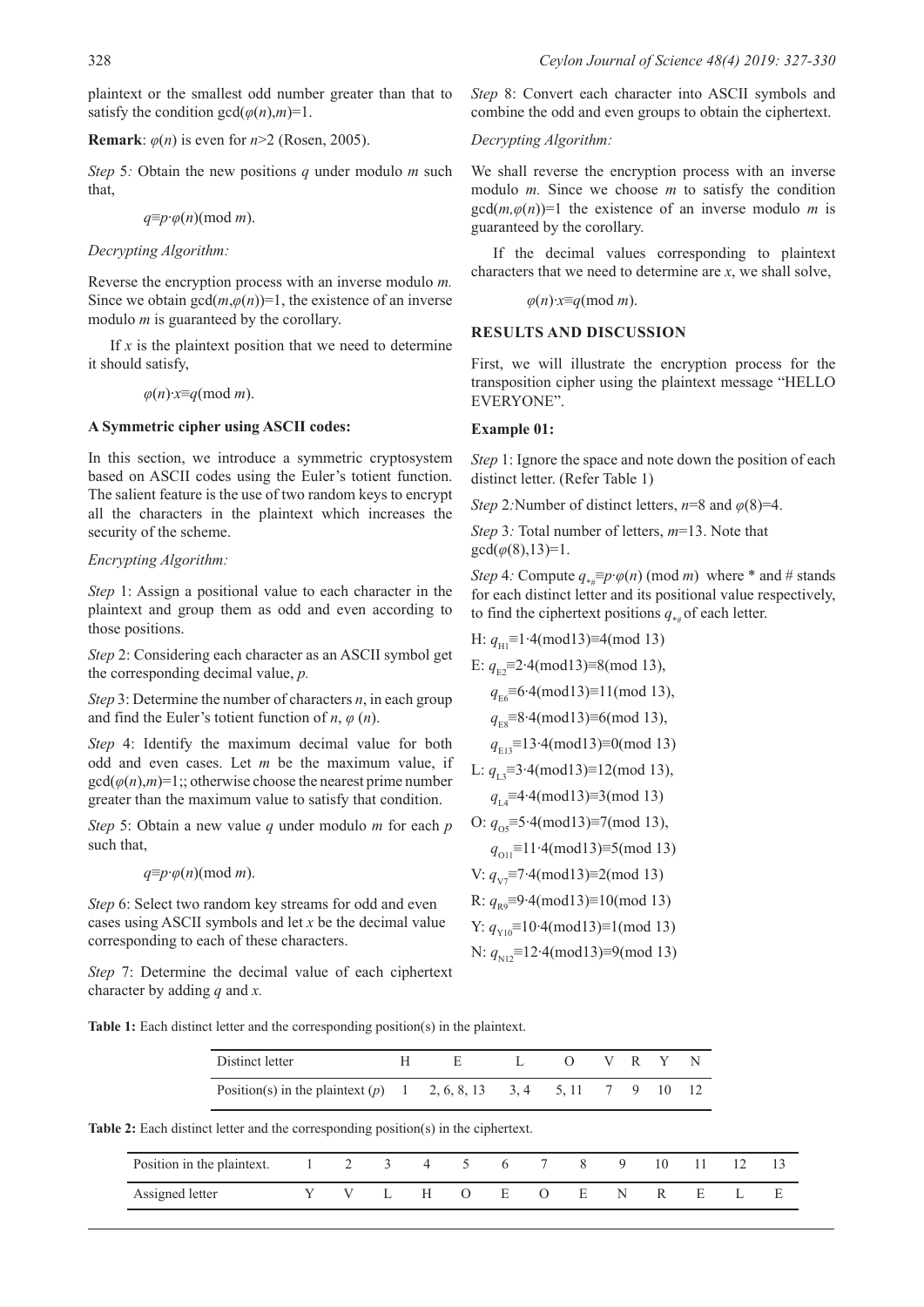plaintext or the smallest odd number greater than that to satisfy the condition $\gcd(\varphi(n),m)=1$.

**Remark**: $\varphi(n)$ is even for $n>2$ (Rosen, 2005).

*Step* 5*:* Obtain the new positions $q$ under modulo $m$ such that,

$$q \equiv p \cdot \varphi(n) (\text{mod } m).$$

*Decrypting Algorithm:*

Reverse the encryption process with an inverse modulo $m$. Since we obtain $\gcd(m,\varphi(n))=1$, the existence of an inverse modulo $m$ is guaranteed by the corollary.

If $x$ is the plaintext position that we need to determine it should satisfy,

$$\varphi(n) \cdot x \equiv q (\text{mod } m).$$

### A Symmetric cipher using ASCII codes:

In this section, we introduce a symmetric cryptosystem based on ASCII codes using the Euler's totient function. The salient feature is the use of two random keys to encrypt all the characters in the plaintext which increases the security of the scheme.

*Encrypting Algorithm:*

*Step* 1: Assign a positional value to each character in the plaintext and group them as odd and even according to those positions.

*Step* 2: Considering each character as an ASCII symbol get the corresponding decimal value, $p$.

*Step* 3: Determine the number of characters $n$, in each group and find the Euler's totient function of $n$, $\varphi(n)$.

*Step* 4: Identify the maximum decimal value for both odd and even cases. Let $m$ be the maximum value, if $\gcd(\varphi(n),m)=1$;; otherwise choose the nearest prime number greater than the maximum value to satisfy that condition.

*Step* 5: Obtain a new value $q$ under modulo $m$ for each $p$ such that,

$$q \equiv p \cdot \varphi(n) (\text{mod } m).$$

*Step* 6: Select two random key streams for odd and even cases using ASCII symbols and let $x$ be the decimal value corresponding to each of these characters.

*Step* 7: Determine the decimal value of each ciphertext character by adding $q$ and $x$.

*Step* 8: Convert each character into ASCII symbols and combine the odd and even groups to obtain the ciphertext.

*Decrypting Algorithm:*

We shall reverse the encryption process with an inverse modulo $m$. Since we choose $m$ to satisfy the condition $\gcd(m,\varphi(n))=1$ the existence of an inverse modulo $m$ is guaranteed by the corollary.

If the decimal values corresponding to plaintext characters that we need to determine are $x$, we shall solve,

$$\varphi(n) \cdot x \equiv q (\text{mod } m).$$

## RESULTS AND DISCUSSION

First, we will illustrate the encryption process for the transposition cipher using the plaintext message "HELLO EVERYONE".

### Example 01:

*Step* 1: Ignore the space and note down the position of each distinct letter. (Refer Table 1)

*Step* 2*:* Number of distinct letters, $n=8$ and $\varphi(8)=4$.

*Step* 3*:* Total number of letters, $m=13$. Note that $\gcd(\varphi(8),13)=1$.

*Step* 4*:* Compute $q_{*\#} \equiv p \cdot \varphi(n)$ (mod $m$) where * and # stands for each distinct letter and its positional value respectively, to find the ciphertext positions $q_{*\#}$ of each letter.

H: $q_{H1} \equiv 1 \cdot 4(\text{mod}13) \equiv 4(\text{mod } 13)$

E: $q_{E2} \equiv 2 \cdot 4(\text{mod}13) \equiv 8(\text{mod } 13)$,

$q_{E6} \equiv 6 \cdot 4(\text{mod}13) \equiv 11(\text{mod } 13)$,

$q_{E8} \equiv 8 \cdot 4(\text{mod}13) \equiv 6(\text{mod } 13)$,

$q_{E13} \equiv 13 \cdot 4(\text{mod}13) \equiv 0(\text{mod } 13)$

L: $q_{L3} \equiv 3 \cdot 4(\text{mod}13) \equiv 12(\text{mod } 13)$,

$q_{L4} \equiv 4 \cdot 4(\text{mod}13) \equiv 3(\text{mod } 13)$

O: $q_{O5} \equiv 5 \cdot 4(\text{mod}13) \equiv 7(\text{mod } 13)$,

$q_{O11} \equiv 11 \cdot 4(\text{mod}13) \equiv 5(\text{mod } 13)$

V: $q_{V7} \equiv 7 \cdot 4(\text{mod}13) \equiv 2(\text{mod } 13)$

R: $q_{R9} \equiv 9 \cdot 4(\text{mod}13) \equiv 10(\text{mod } 13)$

Y: $q_{Y10} \equiv 10 \cdot 4(\text{mod}13) \equiv 1(\text{mod } 13)$

N: $q_{N12} \equiv 12 \cdot 4(\text{mod}13) \equiv 9(\text{mod } 13)$

**Table 1:** Each distinct letter and the corresponding position(s) in the plaintext.

| Distinct letter | H | E | L | O | V | R | Y | N |
|---|---|---|---|---|---|---|---|---|
| Position(s) in the plaintext ($p$) | 1 | 2, 6, 8, 13 | 3, 4 | 5, 11 | 7 | 9 | 10 | 12 |

**Table 2:** Each distinct letter and the corresponding position(s) in the ciphertext.

| Position in the plaintext. | 1 | 2 | 3 | 4 | 5 | 6 | 7 | 8 | 9 | 10 | 11 | 12 | 13 |
|---|---|---|---|---|---|---|---|---|---|---|---|---|---|
| Assigned letter | Y | V | L | H | O | E | O | E | N | R | E | L | E |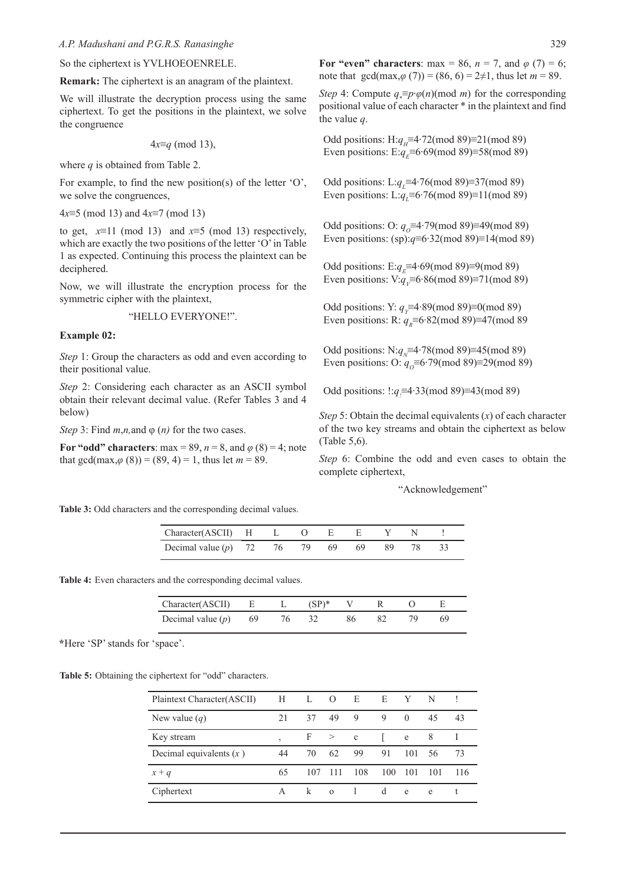So the ciphertext is YVLHOEOENRELE.

**Remark:** The ciphertext is an anagram of the plaintext.

We will illustrate the decryption process using the same ciphertext. To get the positions in the plaintext, we solve the congruence

$$4x \equiv q \pmod{13},$$

where $q$ is obtained from Table 2.

For example, to find the new position(s) of the letter 'O', we solve the congruences,

$4x \equiv 5 \pmod{13}$ and $4x \equiv 7 \pmod{13}$

to get, $x \equiv 11 \pmod{13}$ and $x \equiv 5 \pmod{13}$ respectively, which are exactly the two positions of the letter 'O' in Table 1 as expected. Continuing this process the plaintext can be deciphered.

Now, we will illustrate the encryption process for the symmetric cipher with the plaintext,

"HELLO EVERYONE!".

**Example 02:**

*Step* 1: Group the characters as odd and even according to their positional value.

*Step* 2: Considering each character as an ASCII symbol obtain their relevant decimal value. (Refer Tables 3 and 4 below)

*Step* 3: Find $m$,$n$,and $\varphi(n)$ for the two cases.

**For "odd" characters**: max = 89, $n = 8$, and $\varphi(8) = 4$; note that $\gcd(\max,\varphi(8)) = (89, 4) = 1$, thus let $m = 89$.

**For "even" characters**: max = 86, $n = 7$, and $\varphi(7) = 6$; note that $\gcd(\max,\varphi(7)) = (86, 6) = 2 \neq 1$, thus let $m = 89$.

*Step* 4: Compute $q_* \equiv p \cdot \varphi(n) \pmod{m}$ for the corresponding positional value of each character * in the plaintext and find the value $q$.

Odd positions: H:$q_H \equiv 4 \cdot 72 \pmod{89} \equiv 21 \pmod{89}$
Even positions: E:$q_E \equiv 6 \cdot 69 \pmod{89} \equiv 58 \pmod{89}$

Odd positions: L:$q_L \equiv 4 \cdot 76 \pmod{89} \equiv 37 \pmod{89}$
Even positions: L:$q_L \equiv 6 \cdot 76 \pmod{89} \equiv 11 \pmod{89}$

Odd positions: O: $q_O \equiv 4 \cdot 79 \pmod{89} \equiv 49 \pmod{89}$
Even positions: (sp):$q \equiv 6 \cdot 32 \pmod{89} \equiv 14 \pmod{89}$

Odd positions: E:$q_E \equiv 4 \cdot 69 \pmod{89} \equiv 9 \pmod{89}$
Even positions: V:$q_V \equiv 6 \cdot 86 \pmod{89} \equiv 71 \pmod{89}$

Odd positions: Y: $q_Y \equiv 4 \cdot 89 \pmod{89} \equiv 0 \pmod{89}$
Even positions: R: $q_R \equiv 6 \cdot 82 \pmod{89} \equiv 47 (\bmod\ 89$

Odd positions: N:$q_N \equiv 4 \cdot 78 \pmod{89} \equiv 45 \pmod{89}$
Even positions: O: $q_O \equiv 6 \cdot 79 \pmod{89} \equiv 29 \pmod{89}$

Odd positions: !:$q_! \equiv 4 \cdot 33 \pmod{89} \equiv 43 \pmod{89}$

*Step* 5: Obtain the decimal equivalents ($x$) of each character of the two key streams and obtain the ciphertext as below (Table 5,6).

*Step* 6: Combine the odd and even cases to obtain the complete ciphertext,

"Acknowledgement"

**Table 3:** Odd characters and the corresponding decimal values.

| Character(ASCII) | H | L | O | E | E | Y | N | ! |
|---|---|---|---|---|---|---|---|---|
| Decimal value ($p$) | 72 | 76 | 79 | 69 | 69 | 89 | 78 | 33 |

**Table 4:** Even characters and the corresponding decimal values.

| Character(ASCII) | E | L | (SP)* | V | R | O | E |
|---|---|---|---|---|---|---|---|
| Decimal value ($p$) | 69 | 76 | 32 | 86 | 82 | 79 | 69 |

*Here 'SP' stands for 'space'.

**Table 5:** Obtaining the ciphertext for "odd" characters.

| Plaintext Character(ASCII) | H | L | O | E | E | Y | N | ! |
|---|---|---|---|---|---|---|---|---|
| New value ($q$) | 21 | 37 | 49 | 9 | 9 | 0 | 45 | 43 |
| Key stream | , | F | > | c | [ | e | 8 | I |
| Decimal equivalents ($x$ ) | 44 | 70 | 62 | 99 | 91 | 101 | 56 | 73 |
| $x + q$ | 65 | 107 | 111 | 108 | 100 | 101 | 101 | 116 |
| Ciphertext | A | k | o | l | d | e | e | t |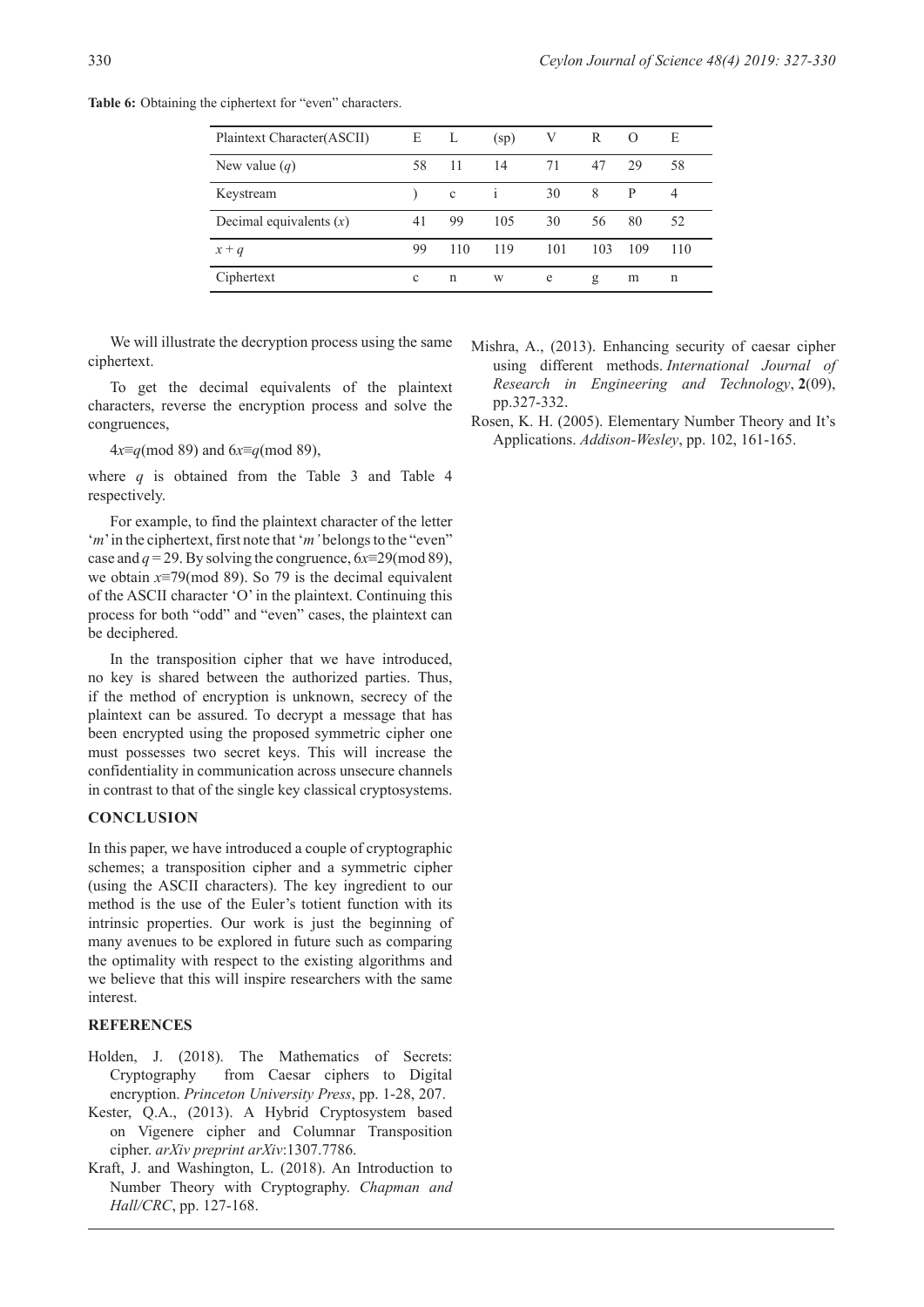**Table 6:** Obtaining the ciphertext for "even" characters.

| Plaintext Character(ASCII) | E | L | (sp) | V | R | O | E |
|---|---|---|---|---|---|---|---|
| New value ($q$) | 58 | 11 | 14 | 71 | 47 | 29 | 58 |
| Keystream | ) | c | i | 30 | 8 | P | 4 |
| Decimal equivalents ($x$) | 41 | 99 | 105 | 30 | 56 | 80 | 52 |
| $x + q$ | 99 | 110 | 119 | 101 | 103 | 109 | 110 |
| Ciphertext | c | n | w | e | g | m | n |

We will illustrate the decryption process using the same ciphertext.

To get the decimal equivalents of the plaintext characters, reverse the encryption process and solve the congruences,

$4x \equiv q (\bmod\ 89)$ and $6x \equiv q (\bmod\ 89)$,

where $q$ is obtained from the Table 3 and Table 4 respectively.

For example, to find the plaintext character of the letter '*m*' in the ciphertext, first note that '*m'* belongs to the "even" case and $q = 29$. By solving the congruence, $6x \equiv 29 (\bmod\ 89)$, we obtain $x \equiv 79 (\bmod\ 89)$. So 79 is the decimal equivalent of the ASCII character 'O' in the plaintext. Continuing this process for both "odd" and "even" cases, the plaintext can be deciphered.

In the transposition cipher that we have introduced, no key is shared between the authorized parties. Thus, if the method of encryption is unknown, secrecy of the plaintext can be assured. To decrypt a message that has been encrypted using the proposed symmetric cipher one must possesses two secret keys. This will increase the confidentiality in communication across unsecure channels in contrast to that of the single key classical cryptosystems.

## CONCLUSION

In this paper, we have introduced a couple of cryptographic schemes; a transposition cipher and a symmetric cipher (using the ASCII characters). The key ingredient to our method is the use of the Euler's totient function with its intrinsic properties. Our work is just the beginning of many avenues to be explored in future such as comparing the optimality with respect to the existing algorithms and we believe that this will inspire researchers with the same interest.

## REFERENCES

Holden, J. (2018). The Mathematics of Secrets: Cryptography from Caesar ciphers to Digital encryption. *Princeton University Press*, pp. 1-28, 207.

Kester, Q.A., (2013). A Hybrid Cryptosystem based on Vigenere cipher and Columnar Transposition cipher. *arXiv preprint arXiv*:1307.7786.

Kraft, J. and Washington, L. (2018). An Introduction to Number Theory with Cryptography. *Chapman and Hall/CRC*, pp. 127-168.

Mishra, A., (2013). Enhancing security of caesar cipher using different methods. *International Journal of Research in Engineering and Technology*, **2**(09), pp.327-332.

Rosen, K. H. (2005). Elementary Number Theory and It's Applications. *Addison-Wesley*, pp. 102, 161-165.